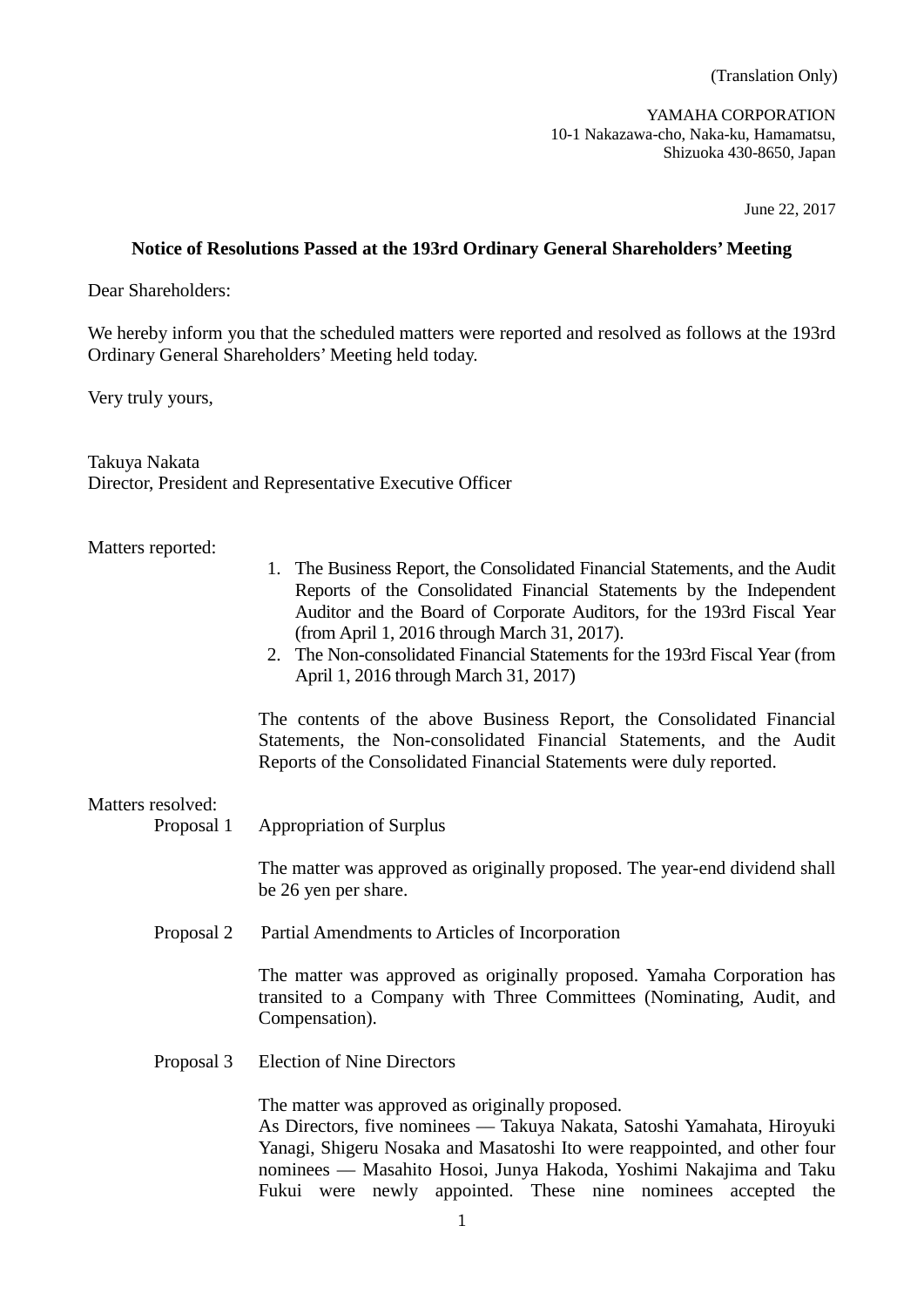(Translation Only)

YAMAHA CORPORATION
10-1 Nakazawa-cho, Naka-ku, Hamamatsu,
Shizuoka 430-8650, Japan

June 22, 2017

**Notice of Resolutions Passed at the 193rd Ordinary General Shareholders' Meeting**

Dear Shareholders:

We hereby inform you that the scheduled matters were reported and resolved as follows at the 193rd Ordinary General Shareholders' Meeting held today.

Very truly yours,

Takuya Nakata
Director, President and Representative Executive Officer

Matters reported:

1. The Business Report, the Consolidated Financial Statements, and the Audit Reports of the Consolidated Financial Statements by the Independent Auditor and the Board of Corporate Auditors, for the 193rd Fiscal Year (from April 1, 2016 through March 31, 2017).
2. The Non-consolidated Financial Statements for the 193rd Fiscal Year (from April 1, 2016 through March 31, 2017)

The contents of the above Business Report, the Consolidated Financial Statements, the Non-consolidated Financial Statements, and the Audit Reports of the Consolidated Financial Statements were duly reported.

Matters resolved:

Proposal 1 Appropriation of Surplus

The matter was approved as originally proposed. The year-end dividend shall be 26 yen per share.

Proposal 2 Partial Amendments to Articles of Incorporation

The matter was approved as originally proposed. Yamaha Corporation has transited to a Company with Three Committees (Nominating, Audit, and Compensation).

Proposal 3 Election of Nine Directors

The matter was approved as originally proposed.
As Directors, five nominees — Takuya Nakata, Satoshi Yamahata, Hiroyuki Yanagi, Shigeru Nosaka and Masatoshi Ito were reappointed, and other four nominees — Masahito Hosoi, Junya Hakoda, Yoshimi Nakajima and Taku Fukui were newly appointed. These nine nominees accepted the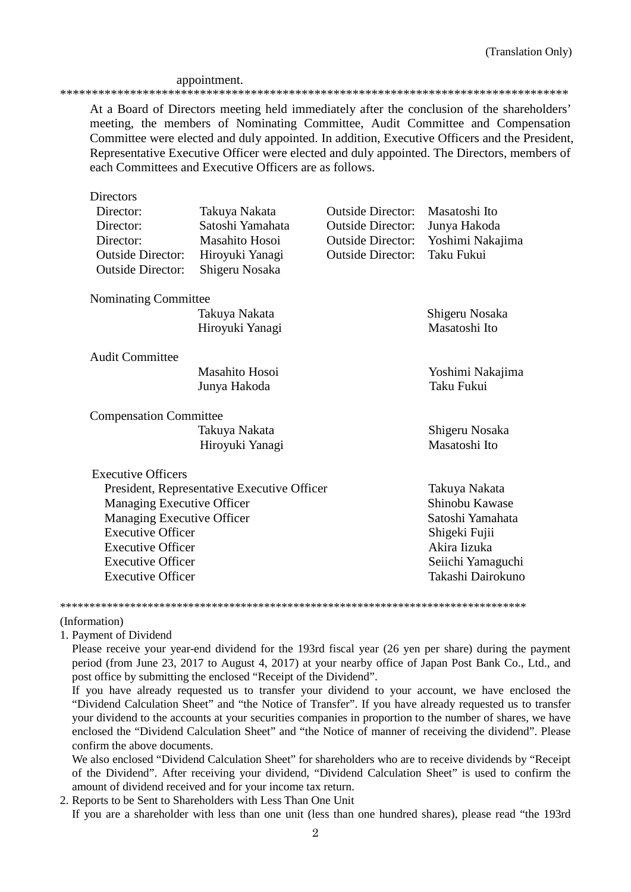(Translation Only)

appointment.

\*\*\*\*\*\*\*\*\*\*\*\*\*\*\*\*\*\*\*\*\*\*\*\*\*\*\*\*\*\*\*\*\*\*\*\*\*\*\*\*\*\*\*\*\*\*\*\*\*\*\*\*\*\*\*\*\*\*\*\*\*\*\*\*\*\*\*\*\*\*\*\*\*\*\*\*\*\*\*\*

At a Board of Directors meeting held immediately after the conclusion of the shareholders' meeting, the members of Nominating Committee, Audit Committee and Compensation Committee were elected and duly appointed. In addition, Executive Officers and the President, Representative Executive Officer were elected and duly appointed. The Directors, members of each Committees and Executive Officers are as follows.

**Directors**

| | | | |
|---|---|---|---|
| Director: | Takuya Nakata | Outside Director: | Masatoshi Ito |
| Director: | Satoshi Yamahata | Outside Director: | Junya Hakoda |
| Director: | Masahito Hosoi | Outside Director: | Yoshimi Nakajima |
| Outside Director: | Hiroyuki Yanagi | Outside Director: | Taku Fukui |
| Outside Director: | Shigeru Nosaka | | |

**Nominating Committee**

| | |
|---|---|
| Takuya Nakata | Shigeru Nosaka |
| Hiroyuki Yanagi | Masatoshi Ito |

**Audit Committee**

| | |
|---|---|
| Masahito Hosoi | Yoshimi Nakajima |
| Junya Hakoda | Taku Fukui |

**Compensation Committee**

| | |
|---|---|
| Takuya Nakata | Shigeru Nosaka |
| Hiroyuki Yanagi | Masatoshi Ito |

**Executive Officers**

| | |
|---|---|
| President, Representative Executive Officer | Takuya Nakata |
| Managing Executive Officer | Shinobu Kawase |
| Managing Executive Officer | Satoshi Yamahata |
| Executive Officer | Shigeki Fujii |
| Executive Officer | Akira Iizuka |
| Executive Officer | Seiichi Yamaguchi |
| Executive Officer | Takashi Dairokuno |

\*\*\*\*\*\*\*\*\*\*\*\*\*\*\*\*\*\*\*\*\*\*\*\*\*\*\*\*\*\*\*\*\*\*\*\*\*\*\*\*\*\*\*\*\*\*\*\*\*\*\*\*\*\*\*\*\*\*\*\*\*\*\*\*\*\*\*\*\*\*\*\*\*\*\*\*\*\*\*\*

(Information)

1. Payment of Dividend

   Please receive your year-end dividend for the 193rd fiscal year (26 yen per share) during the payment period (from June 23, 2017 to August 4, 2017) at your nearby office of Japan Post Bank Co., Ltd., and post office by submitting the enclosed "Receipt of the Dividend".

   If you have already requested us to transfer your dividend to your account, we have enclosed the "Dividend Calculation Sheet" and "the Notice of Transfer". If you have already requested us to transfer your dividend to the accounts at your securities companies in proportion to the number of shares, we have enclosed the "Dividend Calculation Sheet" and "the Notice of manner of receiving the dividend". Please confirm the above documents.

   We also enclosed "Dividend Calculation Sheet" for shareholders who are to receive dividends by "Receipt of the Dividend". After receiving your dividend, "Dividend Calculation Sheet" is used to confirm the amount of dividend received and for your income tax return.

2. Reports to be Sent to Shareholders with Less Than One Unit

   If you are a shareholder with less than one unit (less than one hundred shares), please read "the 193rd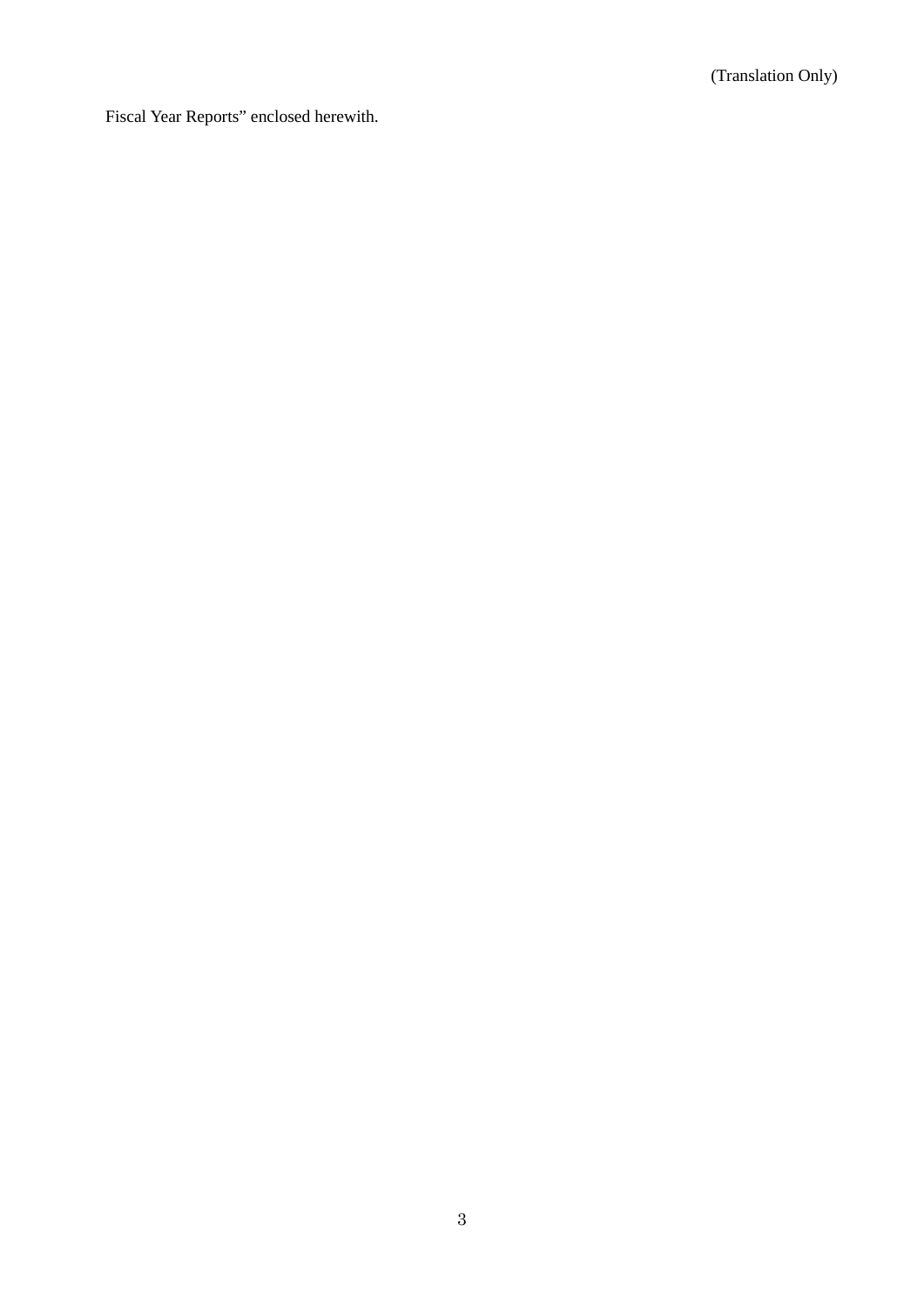Fiscal Year Reports” enclosed herewith.